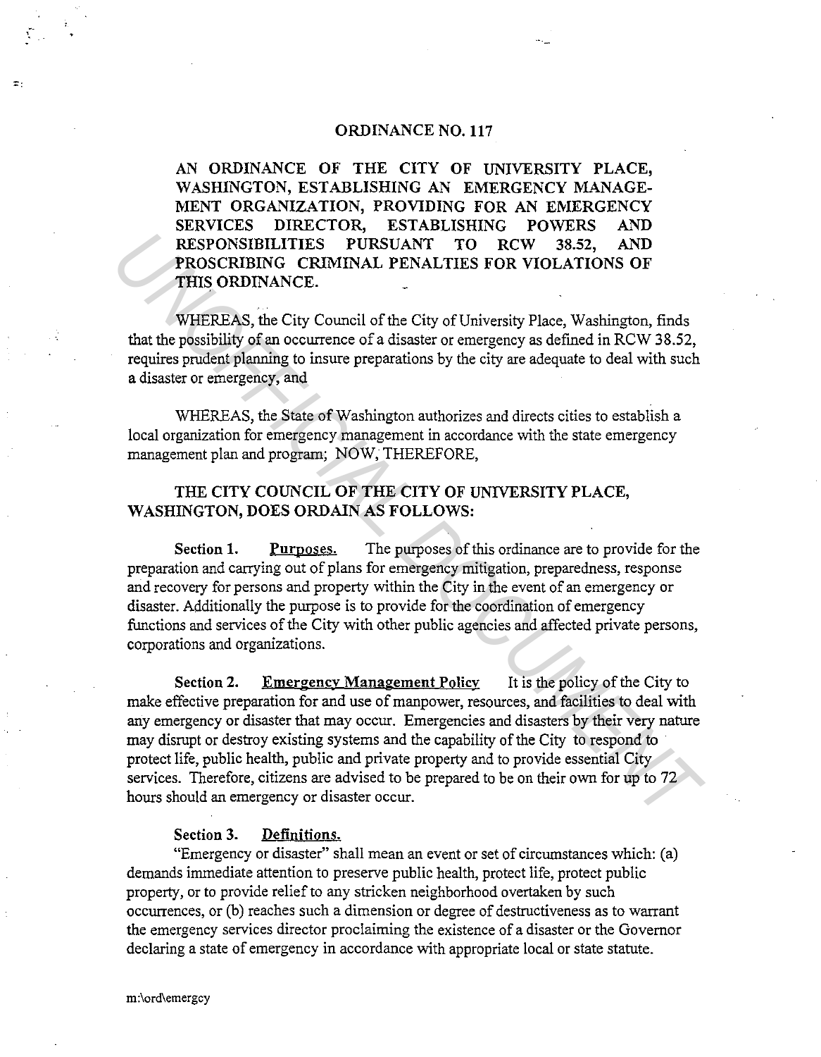# ORDINANCE NO. 117

**AN ORDINANCE OF THE CITY OF UNIVERSITY PLACE, WASHINGTON, ESTABLISHING AN EMERGENCY MANAGEMENT ORGANIZATION, PROVIDING FOR AN EMERGENCY SERVICES DIRECTOR, ESTABLISHING POWERS AND RESPONSIBILITIES PURSUANT TO RCW 38.52, AND PROSCRIBING CRIMINAL PENALTIES FOR VIOLATIONS OF THIS ORDINANCE.**

WHEREAS, the City Council of the City of University Place, Washington, finds that the possibility of an occurrence of a disaster or emergency as defined in RCW 38.52, requires prudent planning to insure preparations by the city are adequate to deal with such a disaster or emergency, and

WHEREAS, the State of Washington authorizes and directs cities to establish a local organization for emergency management in accordance with the state emergency management plan and program; NOW, THEREFORE,

**THE CITY COUNCIL OF THE CITY OF UNIVERSITY PLACE, WASHINGTON, DOES ORDAIN AS FOLLOWS:**

**Section 1. Purposes.** The purposes of this ordinance are to provide for the preparation and carrying out of plans for emergency mitigation, preparedness, response and recovery for persons and property within the City in the event of an emergency or disaster. Additionally the purpose is to provide for the coordination of emergency functions and services of the City with other public agencies and affected private persons, corporations and organizations.

**Section 2. Emergency Management Policy** It is the policy of the City to make effective preparation for and use of manpower, resources, and facilities to deal with any emergency or disaster that may occur. Emergencies and disasters by their very nature may disrupt or destroy existing systems and the capability of the City to respond to protect life, public health, public and private property and to provide essential City services. Therefore, citizens are advised to be prepared to be on their own for up to 72 hours should an emergency or disaster occur.

**Section 3. Definitions.**

"Emergency or disaster" shall mean an event or set of circumstances which: (a) demands immediate attention to preserve public health, protect life, protect public property, or to provide relief to any stricken neighborhood overtaken by such occurrences, or (b) reaches such a dimension or degree of destructiveness as to warrant the emergency services director proclaiming the existence of a disaster or the Governor declaring a state of emergency in accordance with appropriate local or state statute.

m:\ord\emergcy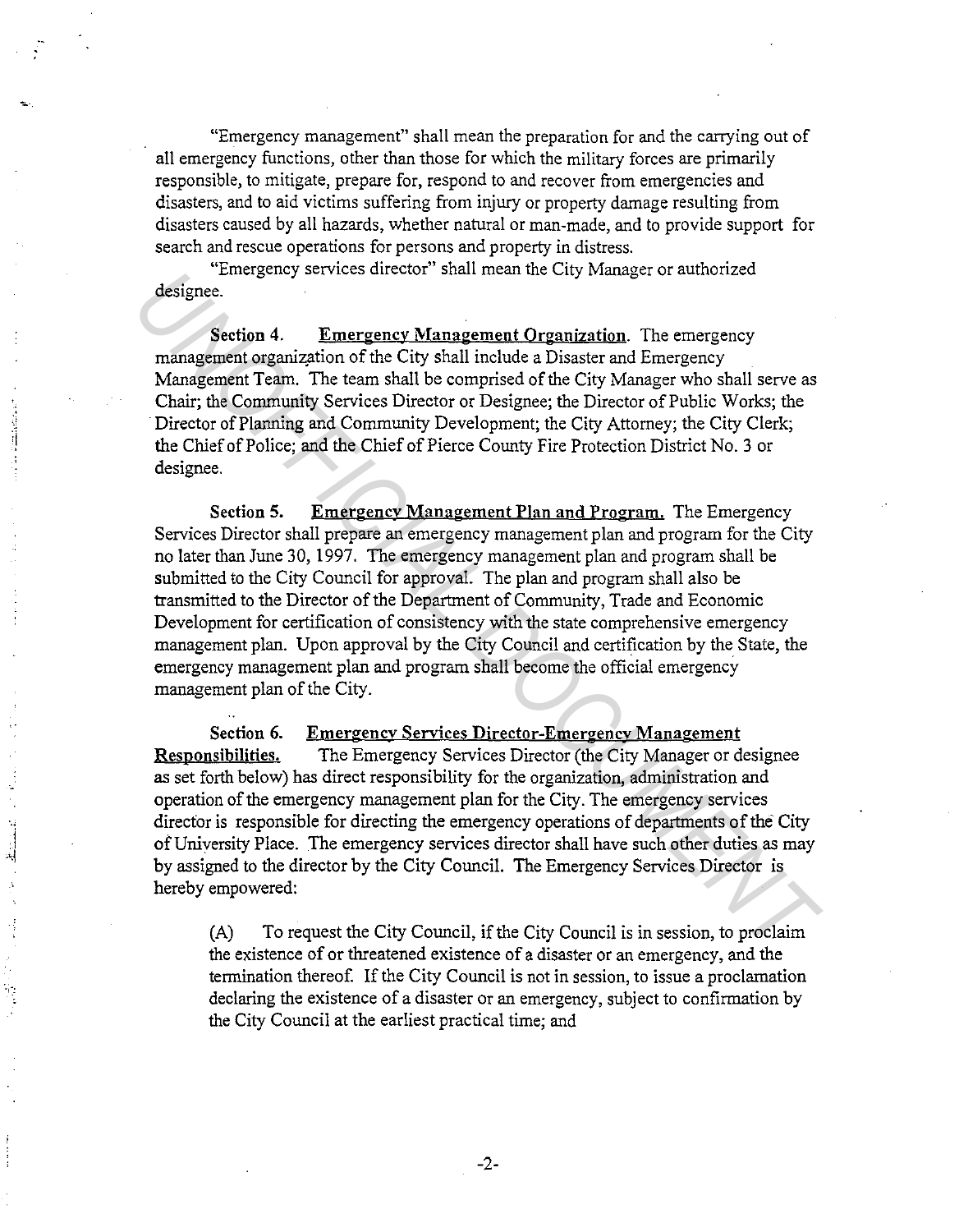"Emergency management" shall mean the preparation for and the carrying out of all emergency functions, other than those for which the military forces are primarily responsible, to mitigate, prepare for, respond to and recover from emergencies and disasters, and to aid victims suffering from injury or property damage resulting from disasters caused by all hazards, whether natural or man-made, and to provide support for search and rescue operations for persons and property in distress.

"Emergency services director" shall mean the City Manager or authorized designee.

**Section 4.** <u>**Emergency Management Organization**</u>. The emergency management organization of the City shall include a Disaster and Emergency Management Team. The team shall be comprised of the City Manager who shall serve as Chair; the Community Services Director or Designee; the Director of Public Works; the Director of Planning and Community Development; the City Attorney; the City Clerk; the Chief of Police; and the Chief of Pierce County Fire Protection District No. 3 or designee.

**Section 5.** <u>**Emergency Management Plan and Program.**</u> The Emergency Services Director shall prepare an emergency management plan and program for the City no later than June 30, 1997. The emergency management plan and program shall be submitted to the City Council for approval. The plan and program shall also be transmitted to the Director of the Department of Community, Trade and Economic Development for certification of consistency with the state comprehensive emergency management plan. Upon approval by the City Council and certification by the State, the emergency management plan and program shall become the official emergency management plan of the City.

**Section 6.** <u>**Emergency Services Director-Emergency Management Responsibilities.**</u> The Emergency Services Director (the City Manager or designee as set forth below) has direct responsibility for the organization, administration and operation of the emergency management plan for the City. The emergency services director is responsible for directing the emergency operations of departments of the City of University Place. The emergency services director shall have such other duties as may by assigned to the director by the City Council. The Emergency Services Director is hereby empowered:

(A) To request the City Council, if the City Council is in session, to proclaim the existence of or threatened existence of a disaster or an emergency, and the termination thereof. If the City Council is not in session, to issue a proclamation declaring the existence of a disaster or an emergency, subject to confirmation by the City Council at the earliest practical time; and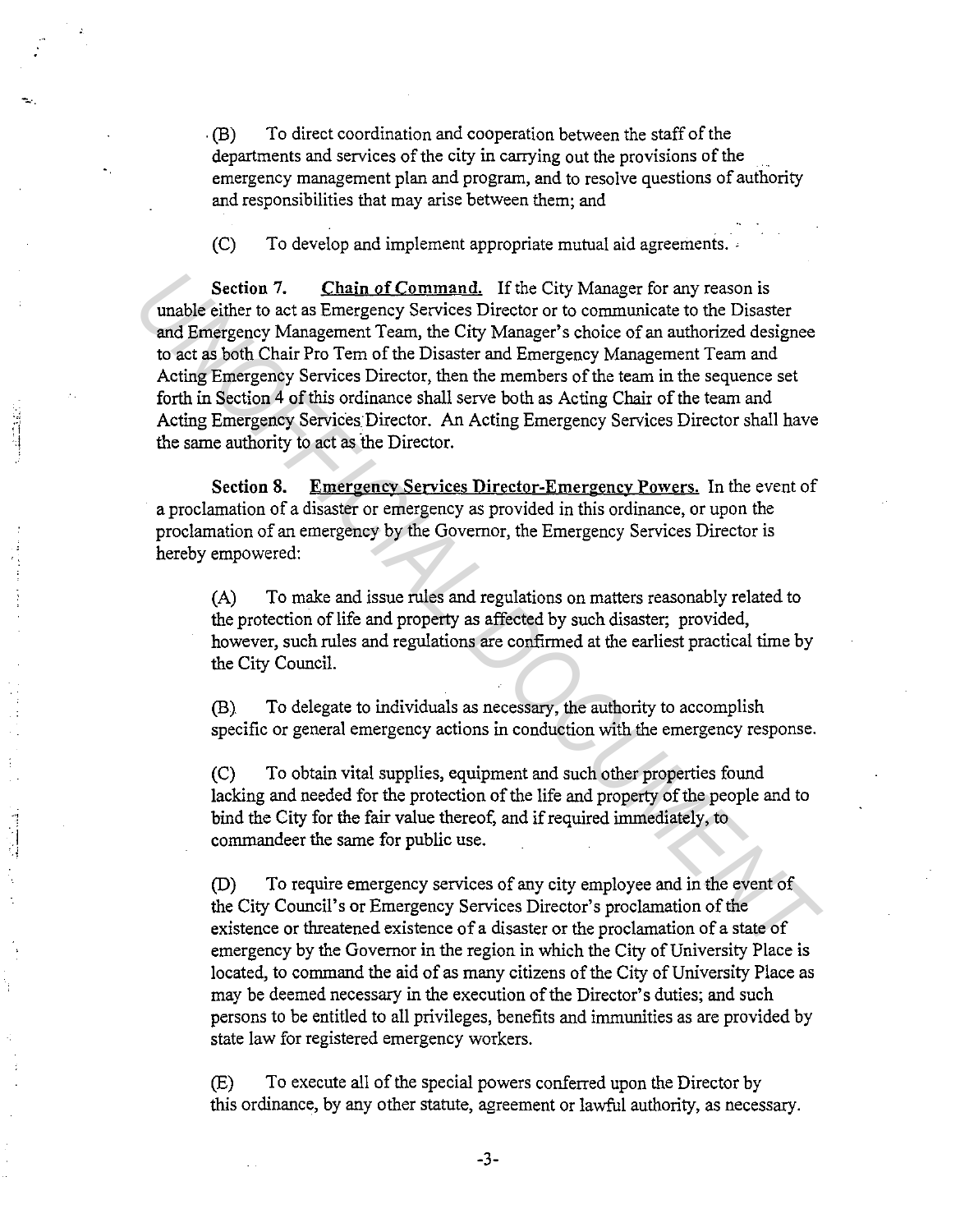(B) To direct coordination and cooperation between the staff of the departments and services of the city in carrying out the provisions of the emergency management plan and program, and to resolve questions of authority and responsibilities that may arise between them; and

(C) To develop and implement appropriate mutual aid agreements.

**Section 7. Chain of Command.** If the City Manager for any reason is unable either to act as Emergency Services Director or to communicate to the Disaster and Emergency Management Team, the City Manager's choice of an authorized designee to act as both Chair Pro Tem of the Disaster and Emergency Management Team and Acting Emergency Services Director, then the members of the team in the sequence set forth in Section 4 of this ordinance shall serve both as Acting Chair of the team and Acting Emergency Services Director. An Acting Emergency Services Director shall have the same authority to act as the Director.

**Section 8. Emergency Services Director-Emergency Powers.** In the event of a proclamation of a disaster or emergency as provided in this ordinance, or upon the proclamation of an emergency by the Governor, the Emergency Services Director is hereby empowered:

(A) To make and issue rules and regulations on matters reasonably related to the protection of life and property as affected by such disaster; provided, however, such rules and regulations are confirmed at the earliest practical time by the City Council.

(B) To delegate to individuals as necessary, the authority to accomplish specific or general emergency actions in conduction with the emergency response.

(C) To obtain vital supplies, equipment and such other properties found lacking and needed for the protection of the life and property of the people and to bind the City for the fair value thereof, and if required immediately, to commandeer the same for public use.

(D) To require emergency services of any city employee and in the event of the City Council's or Emergency Services Director's proclamation of the existence or threatened existence of a disaster or the proclamation of a state of emergency by the Governor in the region in which the City of University Place is located, to command the aid of as many citizens of the City of University Place as may be deemed necessary in the execution of the Director's duties; and such persons to be entitled to all privileges, benefits and immunities as are provided by state law for registered emergency workers.

(E) To execute all of the special powers conferred upon the Director by this ordinance, by any other statute, agreement or lawful authority, as necessary.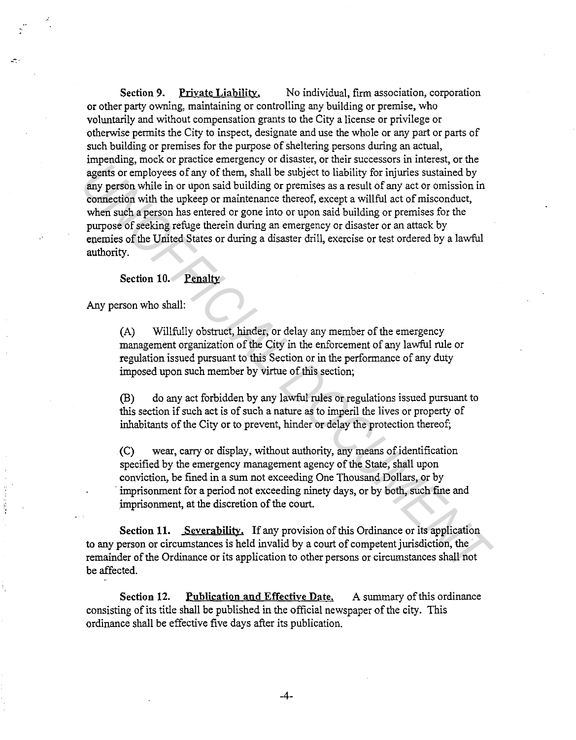**Section 9. Private Liability.** No individual, firm association, corporation or other party owning, maintaining or controlling any building or premise, who voluntarily and without compensation grants to the City a license or privilege or otherwise permits the City to inspect, designate and use the whole or any part or parts of such building or premises for the purpose of sheltering persons during an actual, impending, mock or practice emergency or disaster, or their successors in interest, or the agents or employees of any of them, shall be subject to liability for injuries sustained by any person while in or upon said building or premises as a result of any act or omission in connection with the upkeep or maintenance thereof, except a willful act of misconduct, when such a person has entered or gone into or upon said building or premises for the purpose of seeking refuge therein during an emergency or disaster or an attack by enemies of the United States or during a disaster drill, exercise or test ordered by a lawful authority.

**Section 10. Penalty**

Any person who shall:

(A) Willfully obstruct, hinder, or delay any member of the emergency management organization of the City in the enforcement of any lawful rule or regulation issued pursuant to this Section or in the performance of any duty imposed upon such member by virtue of this section;

(B) do any act forbidden by any lawful rules or regulations issued pursuant to this section if such act is of such a nature as to imperil the lives or property of inhabitants of the City or to prevent, hinder or delay the protection thereof;

(C) wear, carry or display, without authority, any means of identification specified by the emergency management agency of the State, shall upon conviction, be fined in a sum not exceeding One Thousand Dollars, or by imprisonment for a period not exceeding ninety days, or by both, such fine and imprisonment, at the discretion of the court.

**Section 11. Severability.** If any provision of this Ordinance or its application to any person or circumstances is held invalid by a court of competent jurisdiction, the remainder of the Ordinance or its application to other persons or circumstances shall not be affected.

**Section 12. Publication and Effective Date.** A summary of this ordinance consisting of its title shall be published in the official newspaper of the city. This ordinance shall be effective five days after its publication.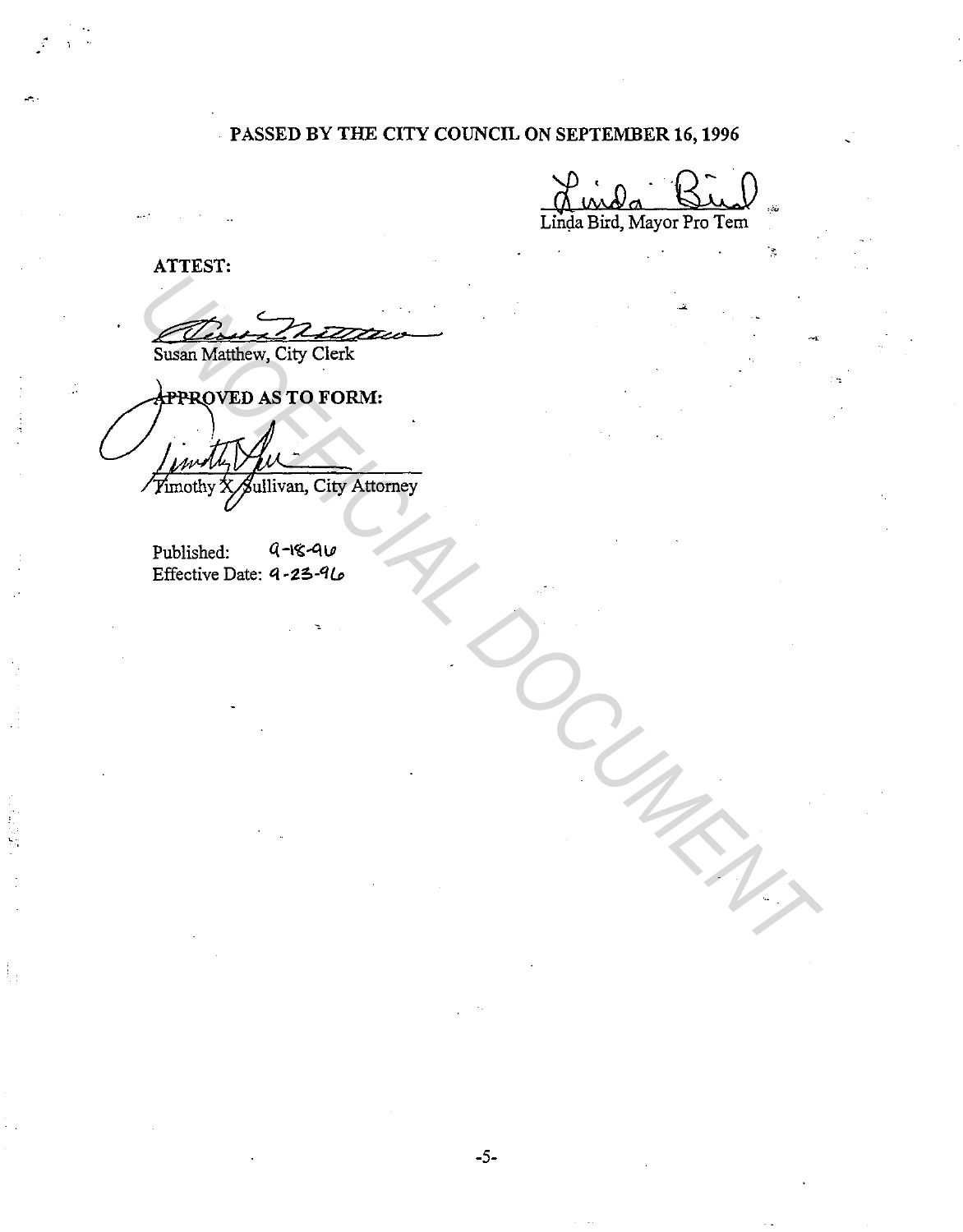PASSED BY THE CITY COUNCIL ON SEPTEMBER 16, 1996

Linda Bird, Mayor Pro Tem

**ATTEST:**

Susan Matthew, City Clerk

**APPROVED AS TO FORM:**

Timothy X. Sullivan, City Attorney

Published: 9-18-96
Effective Date: 9-23-96

UNOFFICIAL DOCUMENT